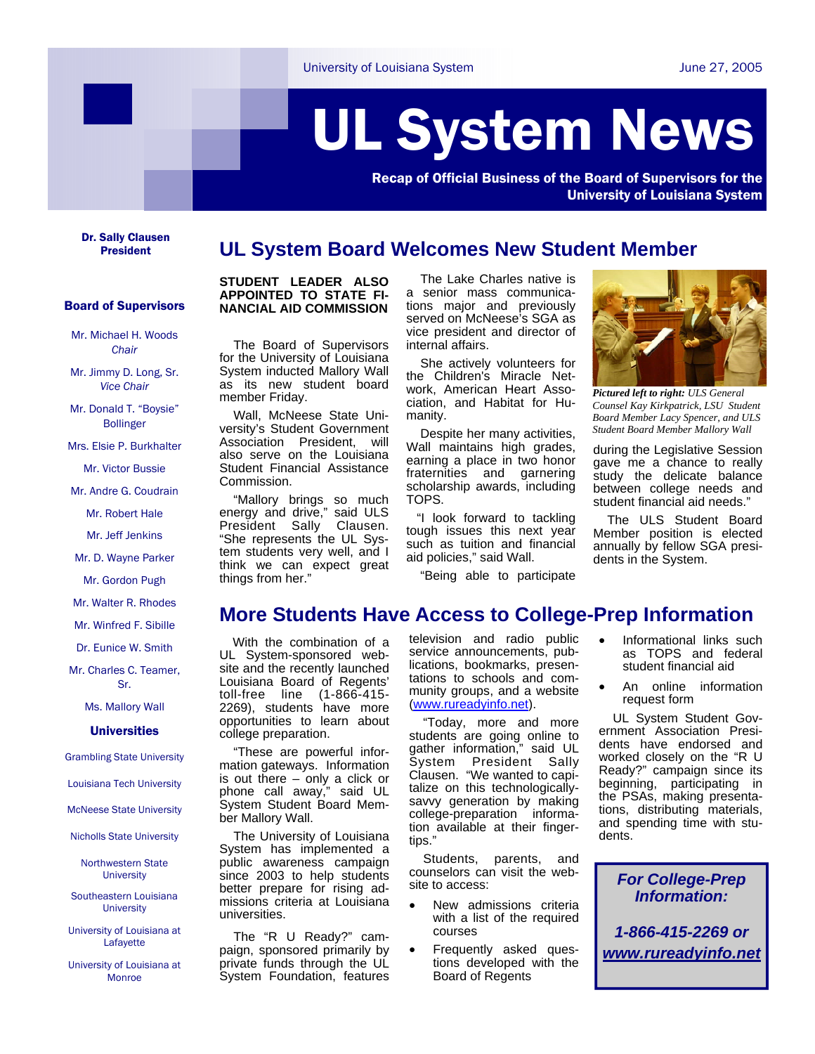University of Louisiana System

June 27, 2005

# UL System News

**Recap of Official Business of the Board of Supervisors for the University of Louisiana System**

**Dr. Sally Clausen**
**President**

**Board of Supervisors**

Mr. Michael H. Woods
*Chair*

Mr. Jimmy D. Long, Sr.
*Vice Chair*

Mr. Donald T. "Boysie" Bollinger

Mrs. Elsie P. Burkhalter

Mr. Victor Bussie

Mr. Andre G. Coudrain

Mr. Robert Hale

Mr. Jeff Jenkins

Mr. D. Wayne Parker

Mr. Gordon Pugh

Mr. Walter R. Rhodes

Mr. Winfred F. Sibille

Dr. Eunice W. Smith

Mr. Charles C. Teamer, Sr.

Ms. Mallory Wall

**Universities**

Grambling State University

Louisiana Tech University

McNeese State University

Nicholls State University

Northwestern State University

Southeastern Louisiana University

University of Louisiana at Lafayette

University of Louisiana at Monroe

## UL System Board Welcomes New Student Member

**STUDENT LEADER ALSO APPOINTED TO STATE FINANCIAL AID COMMISSION**

The Board of Supervisors for the University of Louisiana System inducted Mallory Wall as its new student board member Friday.

Wall, McNeese State University's Student Government Association President, will also serve on the Louisiana Student Financial Assistance Commission.

"Mallory brings so much energy and drive," said ULS President Sally Clausen. "She represents the UL System students very well, and I think we can expect great things from her."

The Lake Charles native is a senior mass communications major and previously served on McNeese's SGA as vice president and director of internal affairs.

She actively volunteers for the Children's Miracle Network, American Heart Association, and Habitat for Humanity.

Despite her many activities, Wall maintains high grades, earning a place in two honor fraternities and garnering scholarship awards, including TOPS.

"I look forward to tackling tough issues this next year such as tuition and financial aid policies," said Wall.

"Being able to participate during the Legislative Session gave me a chance to really study the delicate balance between college needs and student financial aid needs."

The ULS Student Board Member position is elected annually by fellow SGA presidents in the System.

***Pictured left to right:*** *ULS General Counsel Kay Kirkpatrick, LSU Student Board Member Lacy Spencer, and ULS Student Board Member Mallory Wall*

## More Students Have Access to College-Prep Information

With the combination of a UL System-sponsored website and the recently launched Louisiana Board of Regents' toll-free line (1-866-415-2269), students have more opportunities to learn about college preparation.

"These are powerful information gateways. Information is out there – only a click or phone call away," said UL System Student Board Member Mallory Wall.

The University of Louisiana System has implemented a public awareness campaign since 2003 to help students better prepare for rising admissions criteria at Louisiana universities.

The "R U Ready?" campaign, sponsored primarily by private funds through the UL System Foundation, features television and radio public service announcements, publications, bookmarks, presentations to schools and community groups, and a website (www.rureadyinfo.net).

"Today, more and more students are going online to gather information," said UL System President Sally Clausen. "We wanted to capitalize on this technologically-savvy generation by making college-preparation information available at their fingertips."

Students, parents, and counselors can visit the website to access:

- New admissions criteria with a list of the required courses
- Frequently asked questions developed with the Board of Regents
- Informational links such as TOPS and federal student financial aid
- An online information request form

UL System Student Government Association Presidents have endorsed and worked closely on the "R U Ready?" campaign since its beginning, participating in the PSAs, making presentations, distributing materials, and spending time with students.

***For College-Prep Information:***

***1-866-415-2269 or www.rureadyinfo.net***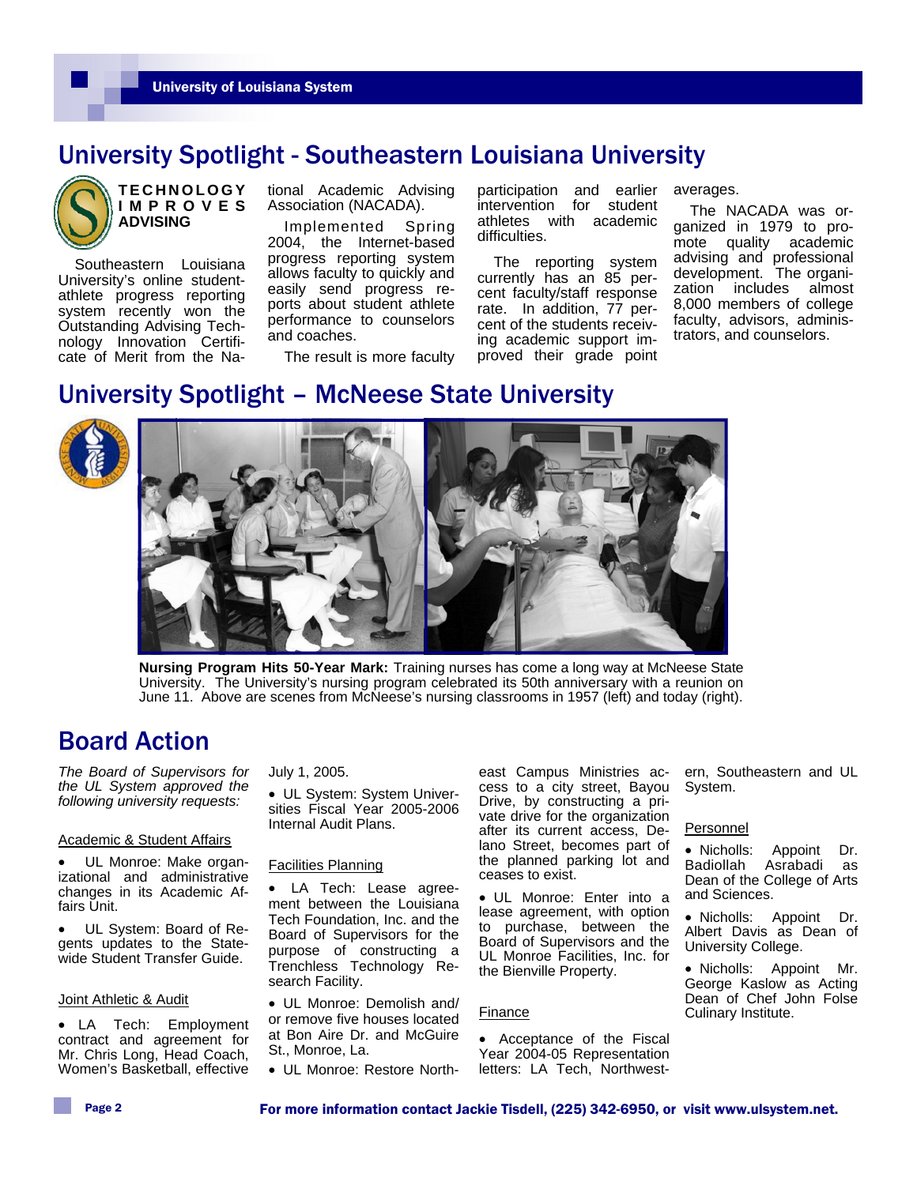## University Spotlight - Southeastern Louisiana University

**TECHNOLOGY IMPROVES ADVISING**

Southeastern Louisiana University's online student-athlete progress reporting system recently won the Outstanding Advising Technology Innovation Certificate of Merit from the National Academic Advising Association (NACADA).

Implemented Spring 2004, the Internet-based progress reporting system allows faculty to quickly and easily send progress reports about student athlete performance to counselors and coaches.

The result is more faculty participation and earlier intervention for student athletes with academic difficulties.

The reporting system currently has an 85 percent faculty/staff response rate. In addition, 77 percent of the students receiving academic support improved their grade point averages.

The NACADA was organized in 1979 to promote quality academic advising and professional development. The organization includes almost 8,000 members of college faculty, advisors, administrators, and counselors.

## University Spotlight – McNeese State University

**Nursing Program Hits 50-Year Mark:** Training nurses has come a long way at McNeese State University. The University's nursing program celebrated its 50th anniversary with a reunion on June 11. Above are scenes from McNeese's nursing classrooms in 1957 (left) and today (right).

## Board Action

*The Board of Supervisors for the UL System approved the following university requests:*

### Academic & Student Affairs

- UL Monroe: Make organizational and administrative changes in its Academic Affairs Unit.
- UL System: Board of Regents updates to the Statewide Student Transfer Guide.

### Joint Athletic & Audit

- LA Tech: Employment contract and agreement for Mr. Chris Long, Head Coach, Women's Basketball, effective July 1, 2005.
- UL System: System Universities Fiscal Year 2005-2006 Internal Audit Plans.

### Facilities Planning

- LA Tech: Lease agreement between the Louisiana Tech Foundation, Inc. and the Board of Supervisors for the purpose of constructing a Trenchless Technology Research Facility.
- UL Monroe: Demolish and/or remove five houses located at Bon Aire Dr. and McGuire St., Monroe, La.
- UL Monroe: Restore Northeast Campus Ministries access to a city street, Bayou Drive, by constructing a private drive for the organization after its current access, Delano Street, becomes part of the planned parking lot and ceases to exist.
- UL Monroe: Enter into a lease agreement, with option to purchase, between the Board of Supervisors and the UL Monroe Facilities, Inc. for the Bienville Property.

### Finance

- Acceptance of the Fiscal Year 2004-05 Representation letters: LA Tech, Northwestern, Southeastern and UL System.

### Personnel

- Nicholls: Appoint Dr. Badiollah Asrabadi as Dean of the College of Arts and Sciences.
- Nicholls: Appoint Dr. Albert Davis as Dean of University College.
- Nicholls: Appoint Mr. George Kaslow as Acting Dean of Chef John Folse Culinary Institute.

**For more information contact Jackie Tisdell, (225) 342-6950, or visit www.ulsystem.net.**